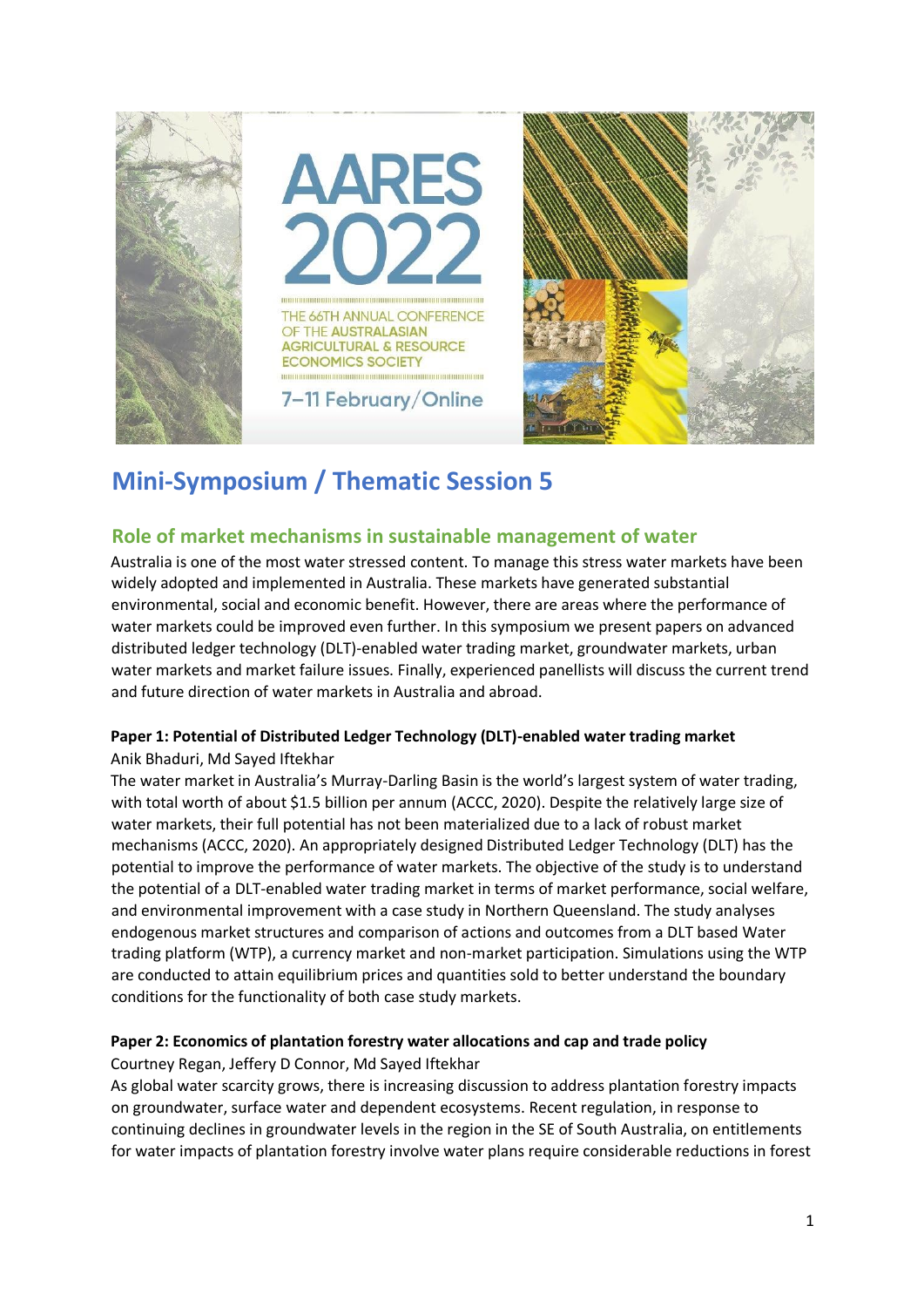# Mini-Symposium / Thematic Session 5

## Role of market mechanisms in sustainable management of water

Australia is one of the most water stressed content. To manage this stress water markets have been widely adopted and implemented in Australia. These markets have generated substantial environmental, social and economic benefit. However, there are areas where the performance of water markets could be improved even further. In this symposium we present papers on advanced distributed ledger technology (DLT)-enabled water trading market, groundwater markets, urban water markets and market failure issues. Finally, experienced panellists will discuss the current trend and future direction of water markets in Australia and abroad.

**Paper 1: Potential of Distributed Ledger Technology (DLT)-enabled water trading market**

Anik Bhaduri, Md Sayed Iftekhar

The water market in Australia's Murray-Darling Basin is the world's largest system of water trading, with total worth of about $1.5 billion per annum (ACCC, 2020). Despite the relatively large size of water markets, their full potential has not been materialized due to a lack of robust market mechanisms (ACCC, 2020). An appropriately designed Distributed Ledger Technology (DLT) has the potential to improve the performance of water markets. The objective of the study is to understand the potential of a DLT-enabled water trading market in terms of market performance, social welfare, and environmental improvement with a case study in Northern Queensland. The study analyses endogenous market structures and comparison of actions and outcomes from a DLT based Water trading platform (WTP), a currency market and non-market participation. Simulations using the WTP are conducted to attain equilibrium prices and quantities sold to better understand the boundary conditions for the functionality of both case study markets.

**Paper 2: Economics of plantation forestry water allocations and cap and trade policy**

Courtney Regan, Jeffery D Connor, Md Sayed Iftekhar

As global water scarcity grows, there is increasing discussion to address plantation forestry impacts on groundwater, surface water and dependent ecosystems. Recent regulation, in response to continuing declines in groundwater levels in the region in the SE of South Australia, on entitlements for water impacts of plantation forestry involve water plans require considerable reductions in forest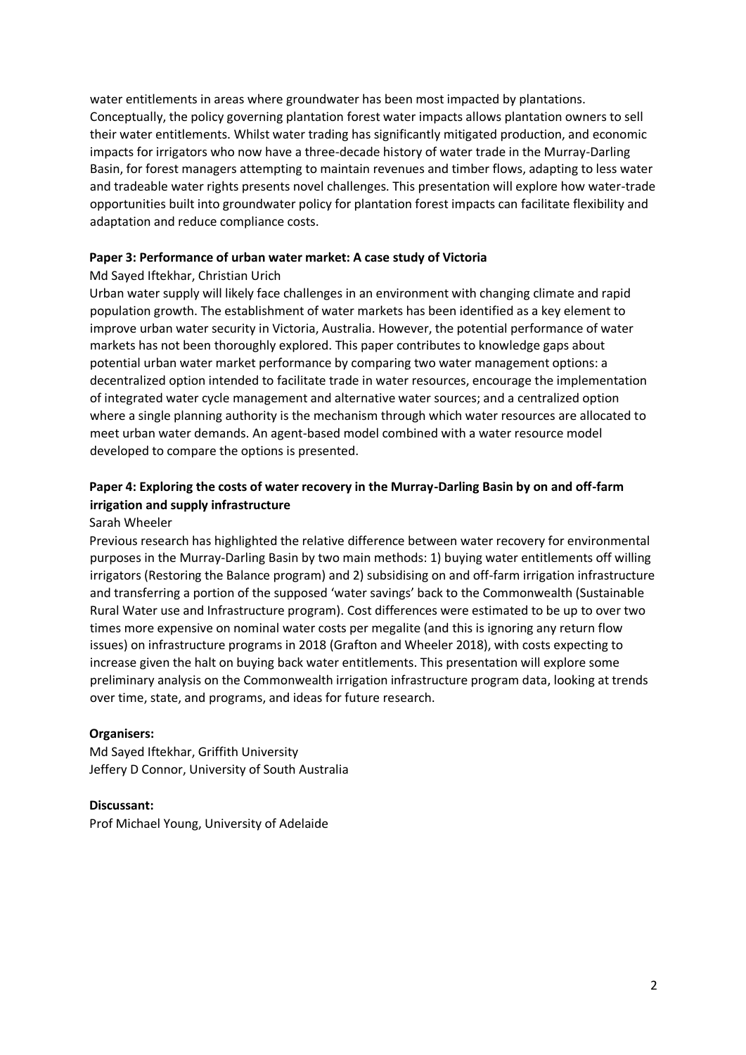water entitlements in areas where groundwater has been most impacted by plantations. Conceptually, the policy governing plantation forest water impacts allows plantation owners to sell their water entitlements. Whilst water trading has significantly mitigated production, and economic impacts for irrigators who now have a three-decade history of water trade in the Murray-Darling Basin, for forest managers attempting to maintain revenues and timber flows, adapting to less water and tradeable water rights presents novel challenges. This presentation will explore how water-trade opportunities built into groundwater policy for plantation forest impacts can facilitate flexibility and adaptation and reduce compliance costs.

**Paper 3: Performance of urban water market: A case study of Victoria**

Md Sayed Iftekhar, Christian Urich

Urban water supply will likely face challenges in an environment with changing climate and rapid population growth. The establishment of water markets has been identified as a key element to improve urban water security in Victoria, Australia. However, the potential performance of water markets has not been thoroughly explored. This paper contributes to knowledge gaps about potential urban water market performance by comparing two water management options: a decentralized option intended to facilitate trade in water resources, encourage the implementation of integrated water cycle management and alternative water sources; and a centralized option where a single planning authority is the mechanism through which water resources are allocated to meet urban water demands. An agent-based model combined with a water resource model developed to compare the options is presented.

**Paper 4: Exploring the costs of water recovery in the Murray-Darling Basin by on and off-farm irrigation and supply infrastructure**

Sarah Wheeler

Previous research has highlighted the relative difference between water recovery for environmental purposes in the Murray-Darling Basin by two main methods: 1) buying water entitlements off willing irrigators (Restoring the Balance program) and 2) subsidising on and off-farm irrigation infrastructure and transferring a portion of the supposed 'water savings' back to the Commonwealth (Sustainable Rural Water use and Infrastructure program). Cost differences were estimated to be up to over two times more expensive on nominal water costs per megalite (and this is ignoring any return flow issues) on infrastructure programs in 2018 (Grafton and Wheeler 2018), with costs expecting to increase given the halt on buying back water entitlements. This presentation will explore some preliminary analysis on the Commonwealth irrigation infrastructure program data, looking at trends over time, state, and programs, and ideas for future research.

**Organisers:**

Md Sayed Iftekhar, Griffith University
Jeffery D Connor, University of South Australia

**Discussant:**

Prof Michael Young, University of Adelaide